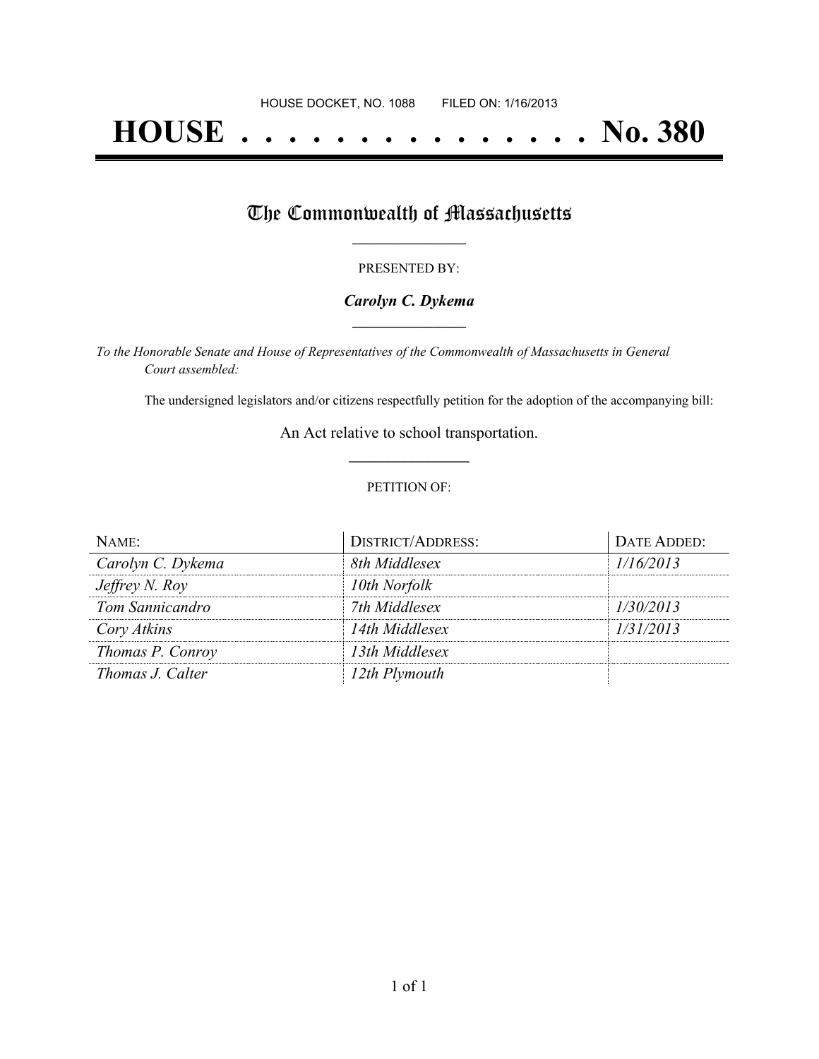HOUSE DOCKET, NO. 1088        FILED ON: 1/16/2013

# HOUSE . . . . . . . . . . . . . . . No. 380

## The Commonwealth of Massachusetts

---

PRESENTED BY:

***Carolyn C. Dykema***

---

*To the Honorable Senate and House of Representatives of the Commonwealth of Massachusetts in General Court assembled:*

The undersigned legislators and/or citizens respectfully petition for the adoption of the accompanying bill:

An Act relative to school transportation.

---

PETITION OF:

| NAME: | DISTRICT/ADDRESS: | DATE ADDED: |
| --- | --- | --- |
| *Carolyn C. Dykema* | *8th Middlesex* | *1/16/2013* |
| *Jeffrey N. Roy* | *10th Norfolk* | |
| *Tom Sannicandro* | *7th Middlesex* | *1/30/2013* |
| *Cory Atkins* | *14th Middlesex* | *1/31/2013* |
| *Thomas P. Conroy* | *13th Middlesex* | |
| *Thomas J. Calter* | *12th Plymouth* | |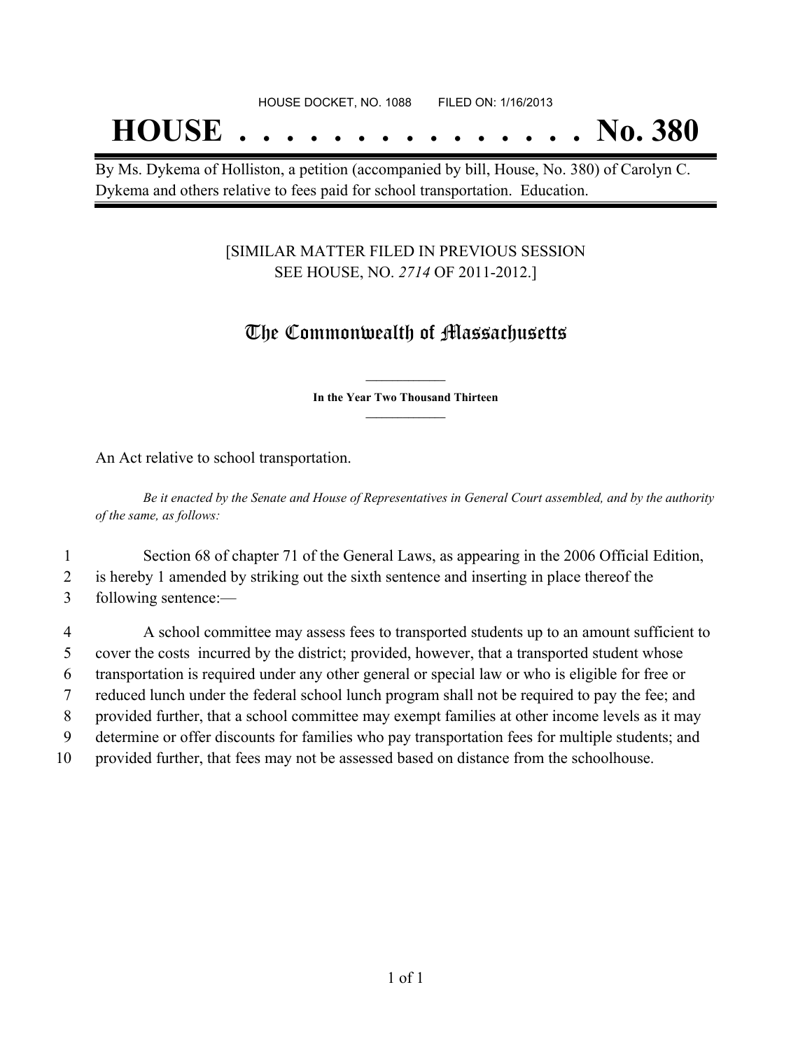HOUSE DOCKET, NO. 1088 FILED ON: 1/16/2013

# HOUSE . . . . . . . . . . . . . . . No. 380

By Ms. Dykema of Holliston, a petition (accompanied by bill, House, No. 380) of Carolyn C. Dykema and others relative to fees paid for school transportation. Education.

[SIMILAR MATTER FILED IN PREVIOUS SESSION
SEE HOUSE, NO. *2714* OF 2011-2012.]

## The Commonwealth of Massachusetts

**In the Year Two Thousand Thirteen**

An Act relative to school transportation.

*Be it enacted by the Senate and House of Representatives in General Court assembled, and by the authority of the same, as follows:*

1 Section 68 of chapter 71 of the General Laws, as appearing in the 2006 Official Edition,
2 is hereby 1 amended by striking out the sixth sentence and inserting in place thereof the
3 following sentence:—

4 A school committee may assess fees to transported students up to an amount sufficient to
5 cover the costs incurred by the district; provided, however, that a transported student whose
6 transportation is required under any other general or special law or who is eligible for free or
7 reduced lunch under the federal school lunch program shall not be required to pay the fee; and
8 provided further, that a school committee may exempt families at other income levels as it may
9 determine or offer discounts for families who pay transportation fees for multiple students; and
10 provided further, that fees may not be assessed based on distance from the schoolhouse.